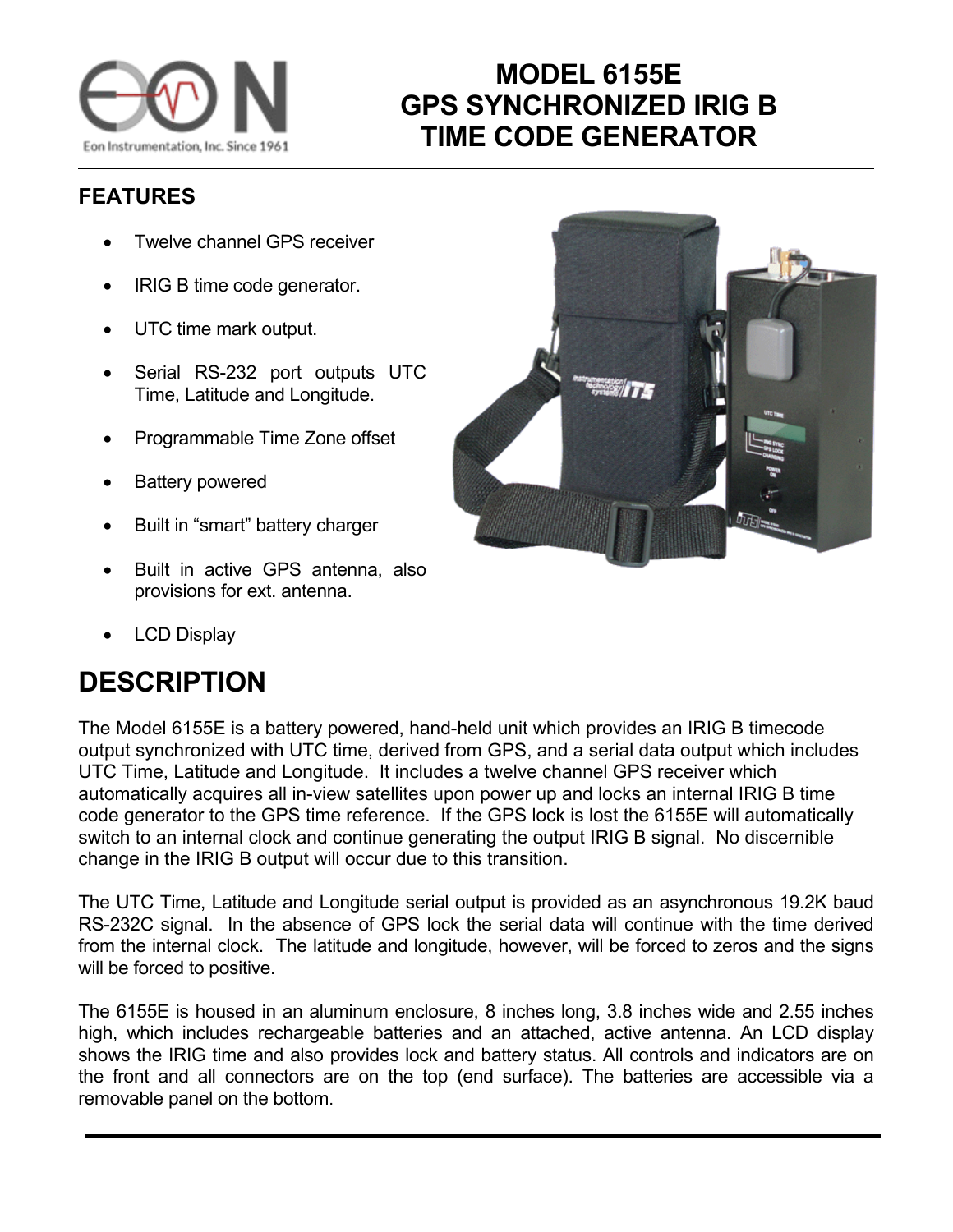# MODEL 6155E GPS SYNCHRONIZED IRIG B TIME CODE GENERATOR

## FEATURES

- Twelve channel GPS receiver
- IRIG B time code generator.
- UTC time mark output.
- Serial RS-232 port outputs UTC Time, Latitude and Longitude.
- Programmable Time Zone offset
- Battery powered
- Built in "smart" battery charger
- Built in active GPS antenna, also provisions for ext. antenna.
- LCD Display

# DESCRIPTION

The Model 6155E is a battery powered, hand-held unit which provides an IRIG B timecode output synchronized with UTC time, derived from GPS, and a serial data output which includes UTC Time, Latitude and Longitude. It includes a twelve channel GPS receiver which automatically acquires all in-view satellites upon power up and locks an internal IRIG B time code generator to the GPS time reference. If the GPS lock is lost the 6155E will automatically switch to an internal clock and continue generating the output IRIG B signal. No discernible change in the IRIG B output will occur due to this transition.

The UTC Time, Latitude and Longitude serial output is provided as an asynchronous 19.2K baud RS-232C signal. In the absence of GPS lock the serial data will continue with the time derived from the internal clock. The latitude and longitude, however, will be forced to zeros and the signs will be forced to positive.

The 6155E is housed in an aluminum enclosure, 8 inches long, 3.8 inches wide and 2.55 inches high, which includes rechargeable batteries and an attached, active antenna. An LCD display shows the IRIG time and also provides lock and battery status. All controls and indicators are on the front and all connectors are on the top (end surface). The batteries are accessible via a removable panel on the bottom.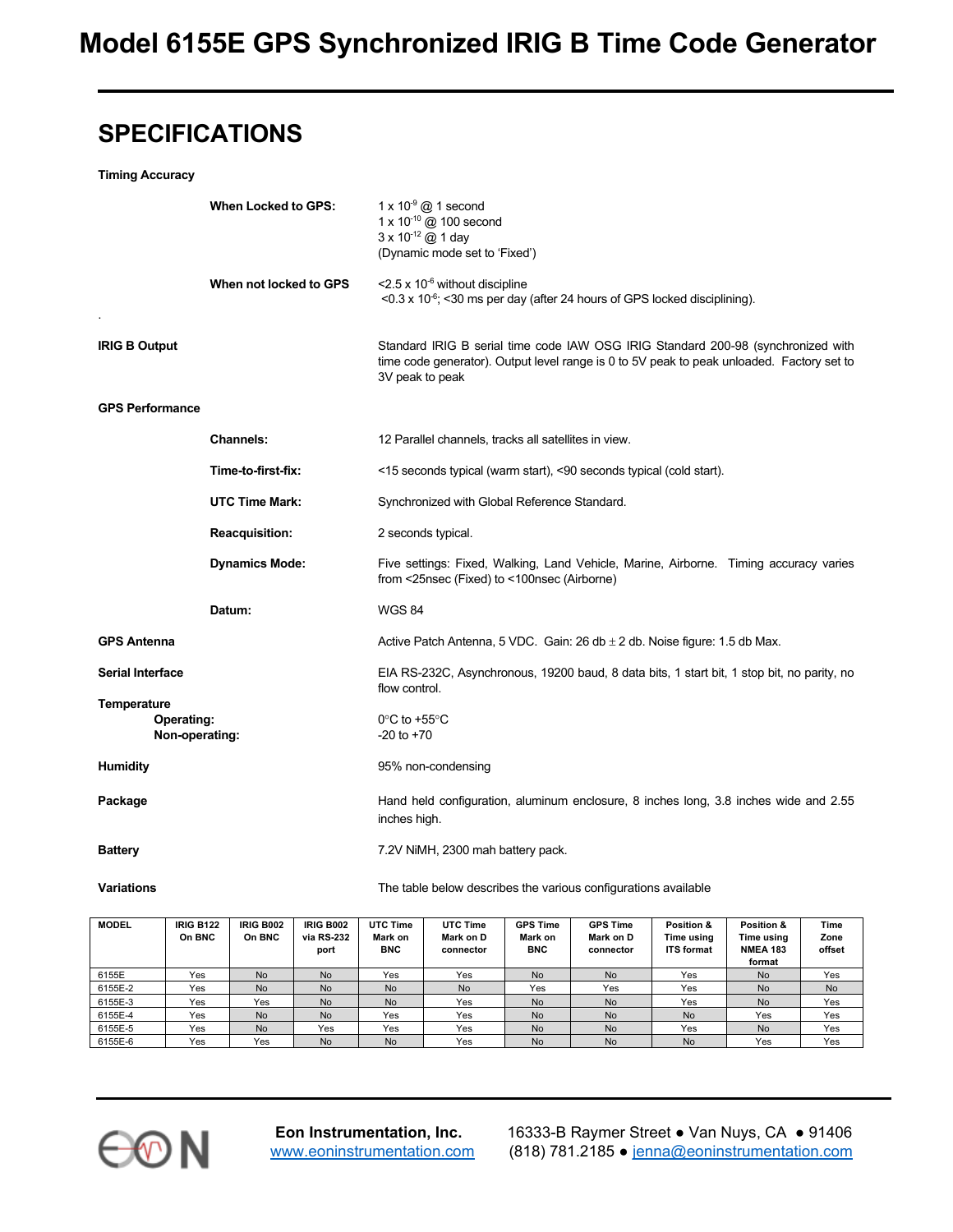# Model 6155E GPS Synchronized IRIG B Time Code Generator

## SPECIFICATIONS

**Timing Accuracy**

**When Locked to GPS:**
$1 \times 10^{-9}$ @ 1 second
$1 \times 10^{-10}$ @ 100 second
$3 \times 10^{-12}$ @ 1 day
(Dynamic mode set to 'Fixed')

**When not locked to GPS**
$<2.5 \times 10^{-6}$ without discipline
$<0.3 \times 10^{-6}$; <30 ms per day (after 24 hours of GPS locked disciplining).

.

**IRIG B Output**
Standard IRIG B serial time code IAW OSG IRIG Standard 200-98 (synchronized with time code generator). Output level range is 0 to 5V peak to peak unloaded. Factory set to 3V peak to peak

**GPS Performance**

**Channels:** 12 Parallel channels, tracks all satellites in view.

**Time-to-first-fix:** <15 seconds typical (warm start), <90 seconds typical (cold start).

**UTC Time Mark:** Synchronized with Global Reference Standard.

**Reacquisition:** 2 seconds typical.

**Dynamics Mode:** Five settings: Fixed, Walking, Land Vehicle, Marine, Airborne. Timing accuracy varies from <25nsec (Fixed) to <100nsec (Airborne)

**Datum:** WGS 84

**GPS Antenna**
Active Patch Antenna, 5 VDC. Gain: 26 db ± 2 db. Noise figure: 1.5 db Max.

**Serial Interface**
EIA RS-232C, Asynchronous, 19200 baud, 8 data bits, 1 start bit, 1 stop bit, no parity, no flow control.

**Temperature**
**Operating:** 0°C to +55°C
**Non-operating:** -20 to +70

**Humidity**
95% non-condensing

**Package**
Hand held configuration, aluminum enclosure, 8 inches long, 3.8 inches wide and 2.55 inches high.

**Battery**
7.2V NiMH, 2300 mah battery pack.

**Variations**
The table below describes the various configurations available

| MODEL | IRIG B122 On BNC | IRIG B002 On BNC | IRIG B002 via RS-232 port | UTC Time Mark on BNC | UTC Time Mark on D connector | GPS Time Mark on BNC | GPS Time Mark on D connector | Position & Time using ITS format | Position & Time using NMEA 183 format | Time Zone offset |
|---|---|---|---|---|---|---|---|---|---|---|
| 6155E | Yes | No | No | Yes | Yes | No | No | Yes | No | Yes |
| 6155E-2 | Yes | No | No | No | No | Yes | Yes | Yes | No | No |
| 6155E-3 | Yes | Yes | No | No | Yes | No | No | Yes | No | Yes |
| 6155E-4 | Yes | No | No | Yes | Yes | No | No | No | Yes | Yes |
| 6155E-5 | Yes | No | Yes | Yes | Yes | No | No | Yes | No | Yes |
| 6155E-6 | Yes | Yes | No | No | Yes | No | No | No | Yes | Yes |

Eon Instrumentation, Inc.
www.eoninstrumentation.com
16333-B Raymer Street ● Van Nuys, CA ● 91406
(818) 781.2185 ● jenna@eoninstrumentation.com